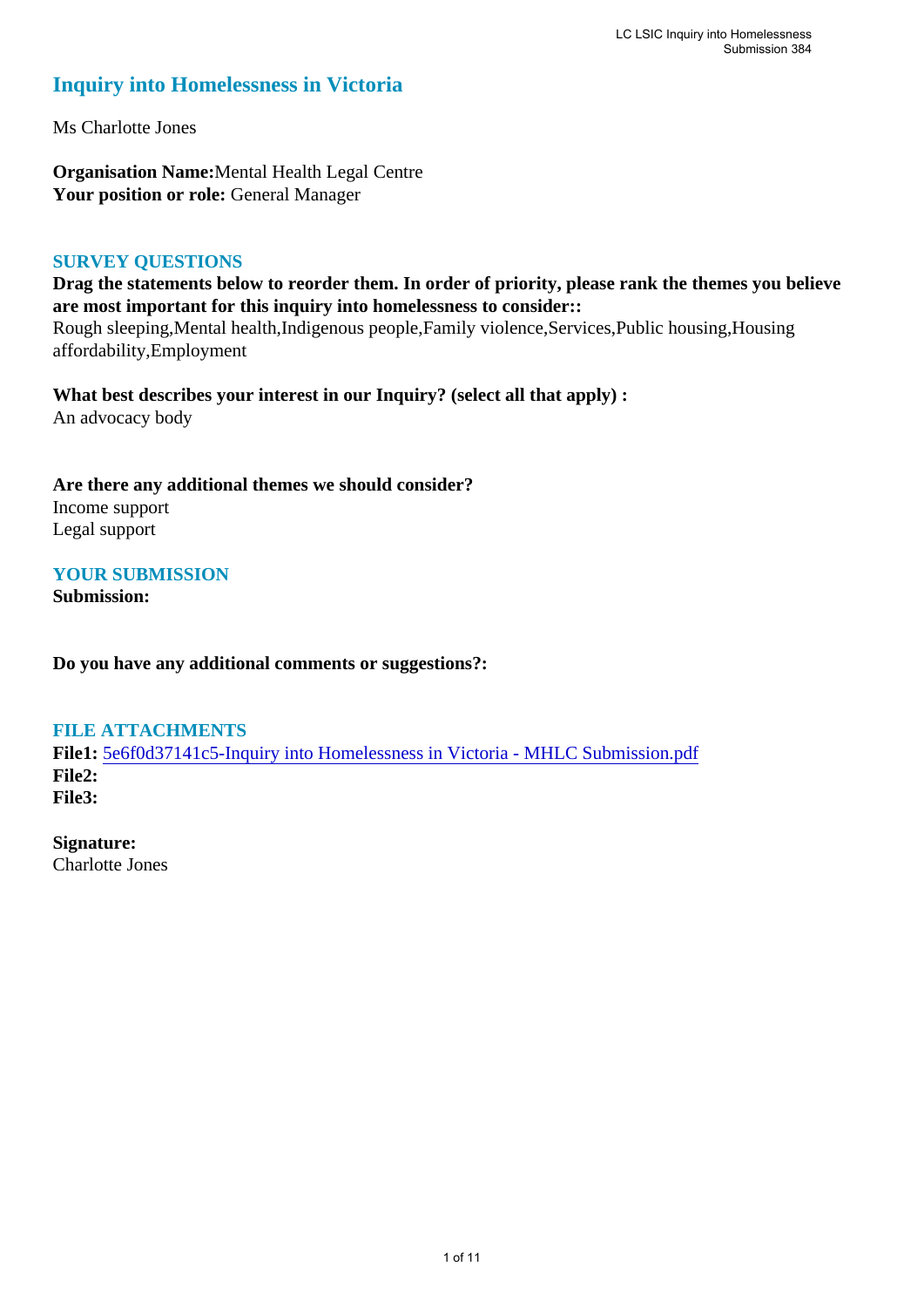# Inquiry into Homelessness in Victoria

Ms Charlotte Jones

**Organisation Name:** Mental Health Legal Centre
**Your position or role:** General Manager

## SURVEY QUESTIONS

**Drag the statements below to reorder them. In order of priority, please rank the themes you believe are most important for this inquiry into homelessness to consider::**
Rough sleeping,Mental health,Indigenous people,Family violence,Services,Public housing,Housing affordability,Employment

**What best describes your interest in our Inquiry? (select all that apply) :**
An advocacy body

**Are there any additional themes we should consider?**
Income support
Legal support

## YOUR SUBMISSION

**Submission:**

**Do you have any additional comments or suggestions?:**

## FILE ATTACHMENTS

**File1:** 5e6f0d37141c5-Inquiry into Homelessness in Victoria - MHLC Submission.pdf
**File2:**
**File3:**

**Signature:**
Charlotte Jones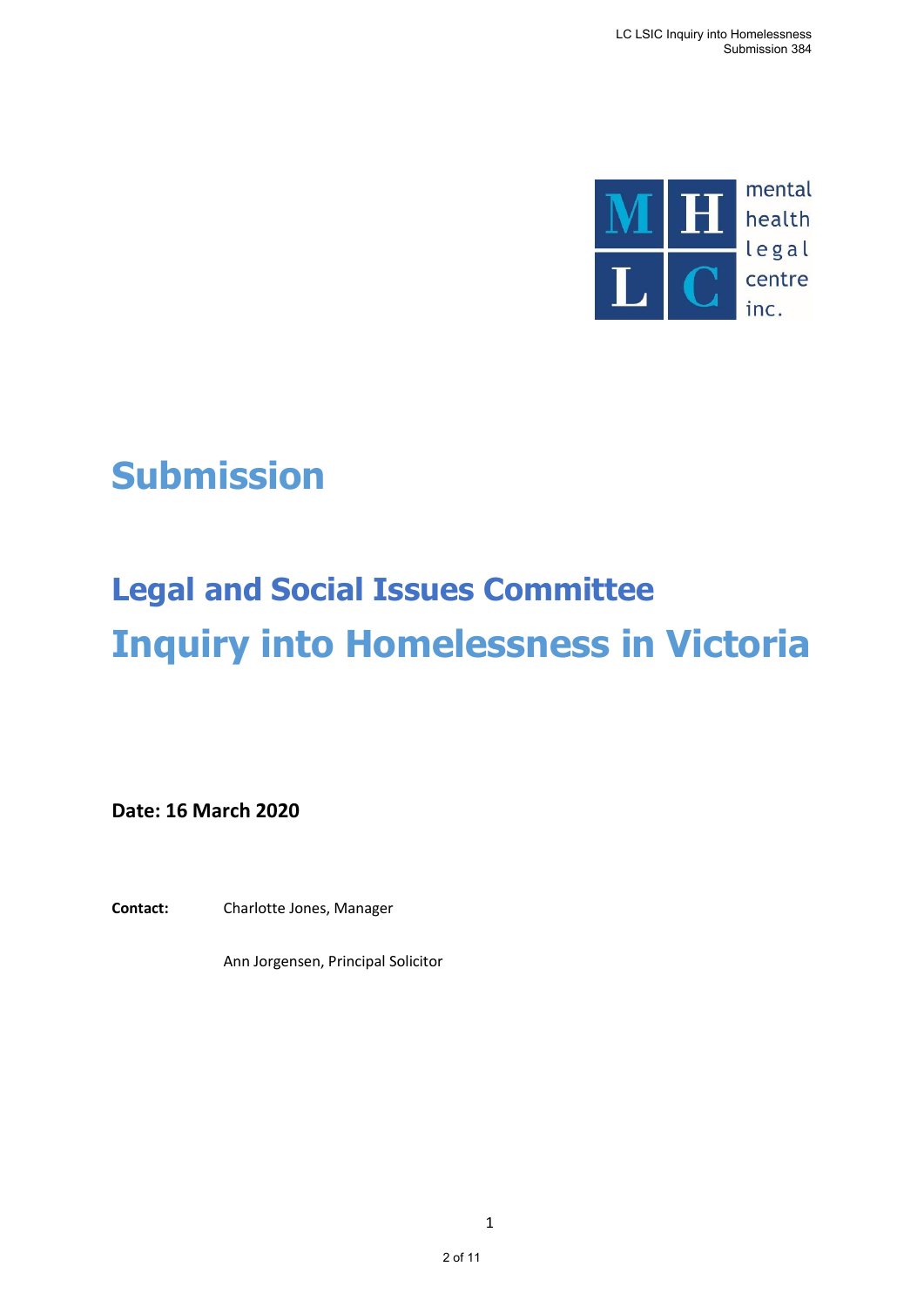mental health legal centre inc.

# Submission

## Legal and Social Issues Committee

# Inquiry into Homelessness in Victoria

**Date: 16 March 2020**

**Contact:** Charlotte Jones, Manager

Ann Jorgensen, Principal Solicitor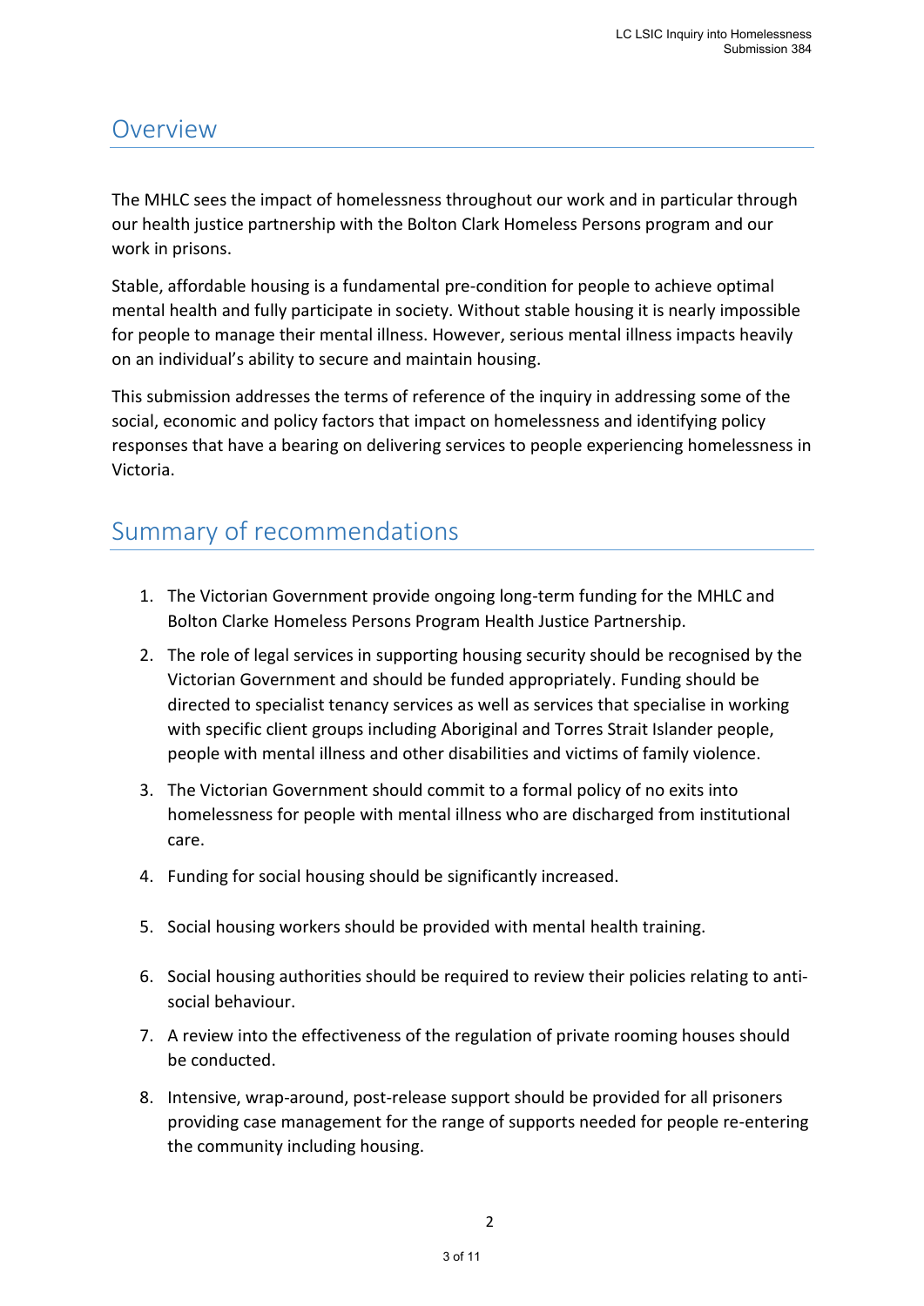## Overview

The MHLC sees the impact of homelessness throughout our work and in particular through our health justice partnership with the Bolton Clark Homeless Persons program and our work in prisons.

Stable, affordable housing is a fundamental pre-condition for people to achieve optimal mental health and fully participate in society. Without stable housing it is nearly impossible for people to manage their mental illness. However, serious mental illness impacts heavily on an individual's ability to secure and maintain housing.

This submission addresses the terms of reference of the inquiry in addressing some of the social, economic and policy factors that impact on homelessness and identifying policy responses that have a bearing on delivering services to people experiencing homelessness in Victoria.

## Summary of recommendations

1. The Victorian Government provide ongoing long-term funding for the MHLC and Bolton Clarke Homeless Persons Program Health Justice Partnership.
2. The role of legal services in supporting housing security should be recognised by the Victorian Government and should be funded appropriately. Funding should be directed to specialist tenancy services as well as services that specialise in working with specific client groups including Aboriginal and Torres Strait Islander people, people with mental illness and other disabilities and victims of family violence.
3. The Victorian Government should commit to a formal policy of no exits into homelessness for people with mental illness who are discharged from institutional care.
4. Funding for social housing should be significantly increased.
5. Social housing workers should be provided with mental health training.
6. Social housing authorities should be required to review their policies relating to anti-social behaviour.
7. A review into the effectiveness of the regulation of private rooming houses should be conducted.
8. Intensive, wrap-around, post-release support should be provided for all prisoners providing case management for the range of supports needed for people re-entering the community including housing.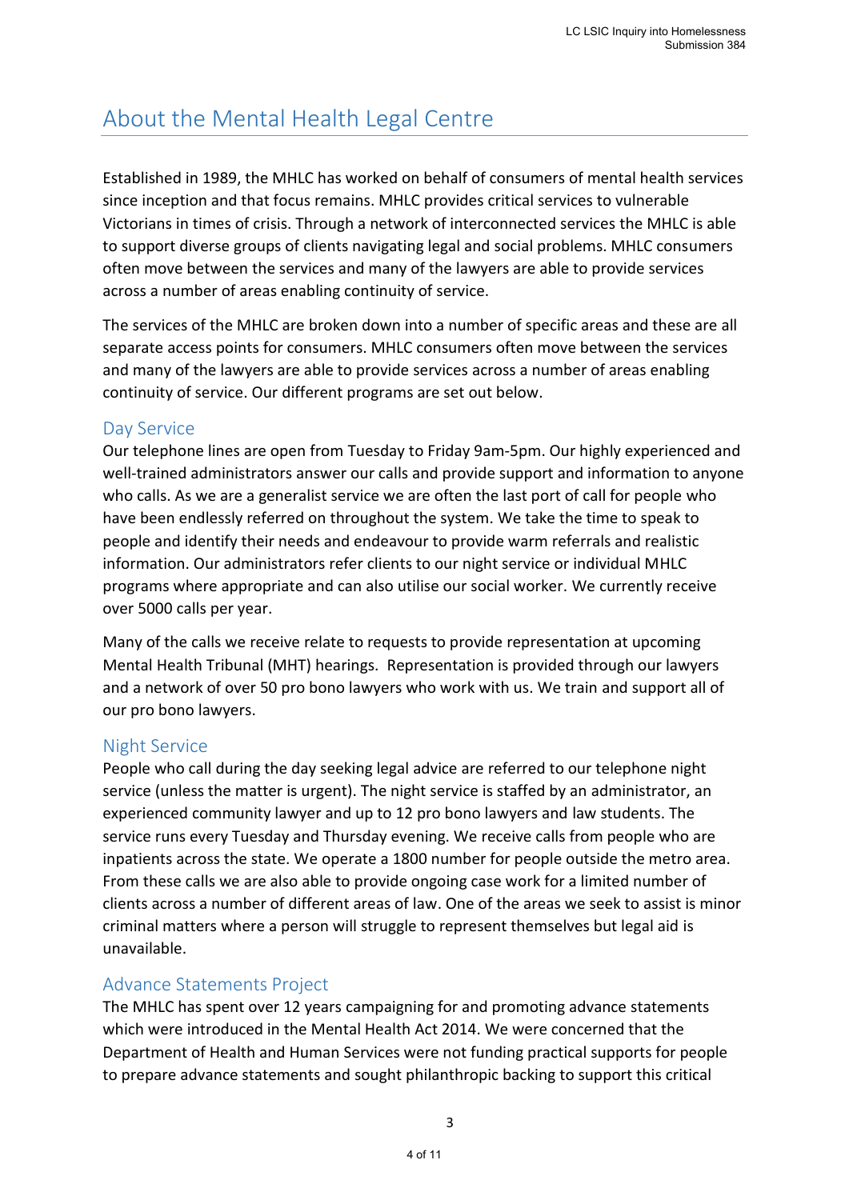# About the Mental Health Legal Centre

Established in 1989, the MHLC has worked on behalf of consumers of mental health services since inception and that focus remains. MHLC provides critical services to vulnerable Victorians in times of crisis. Through a network of interconnected services the MHLC is able to support diverse groups of clients navigating legal and social problems. MHLC consumers often move between the services and many of the lawyers are able to provide services across a number of areas enabling continuity of service.

The services of the MHLC are broken down into a number of specific areas and these are all separate access points for consumers. MHLC consumers often move between the services and many of the lawyers are able to provide services across a number of areas enabling continuity of service. Our different programs are set out below.

## Day Service

Our telephone lines are open from Tuesday to Friday 9am-5pm. Our highly experienced and well-trained administrators answer our calls and provide support and information to anyone who calls. As we are a generalist service we are often the last port of call for people who have been endlessly referred on throughout the system. We take the time to speak to people and identify their needs and endeavour to provide warm referrals and realistic information. Our administrators refer clients to our night service or individual MHLC programs where appropriate and can also utilise our social worker. We currently receive over 5000 calls per year.

Many of the calls we receive relate to requests to provide representation at upcoming Mental Health Tribunal (MHT) hearings. Representation is provided through our lawyers and a network of over 50 pro bono lawyers who work with us. We train and support all of our pro bono lawyers.

## Night Service

People who call during the day seeking legal advice are referred to our telephone night service (unless the matter is urgent). The night service is staffed by an administrator, an experienced community lawyer and up to 12 pro bono lawyers and law students. The service runs every Tuesday and Thursday evening. We receive calls from people who are inpatients across the state. We operate a 1800 number for people outside the metro area. From these calls we are also able to provide ongoing case work for a limited number of clients across a number of different areas of law. One of the areas we seek to assist is minor criminal matters where a person will struggle to represent themselves but legal aid is unavailable.

## Advance Statements Project

The MHLC has spent over 12 years campaigning for and promoting advance statements which were introduced in the Mental Health Act 2014. We were concerned that the Department of Health and Human Services were not funding practical supports for people to prepare advance statements and sought philanthropic backing to support this critical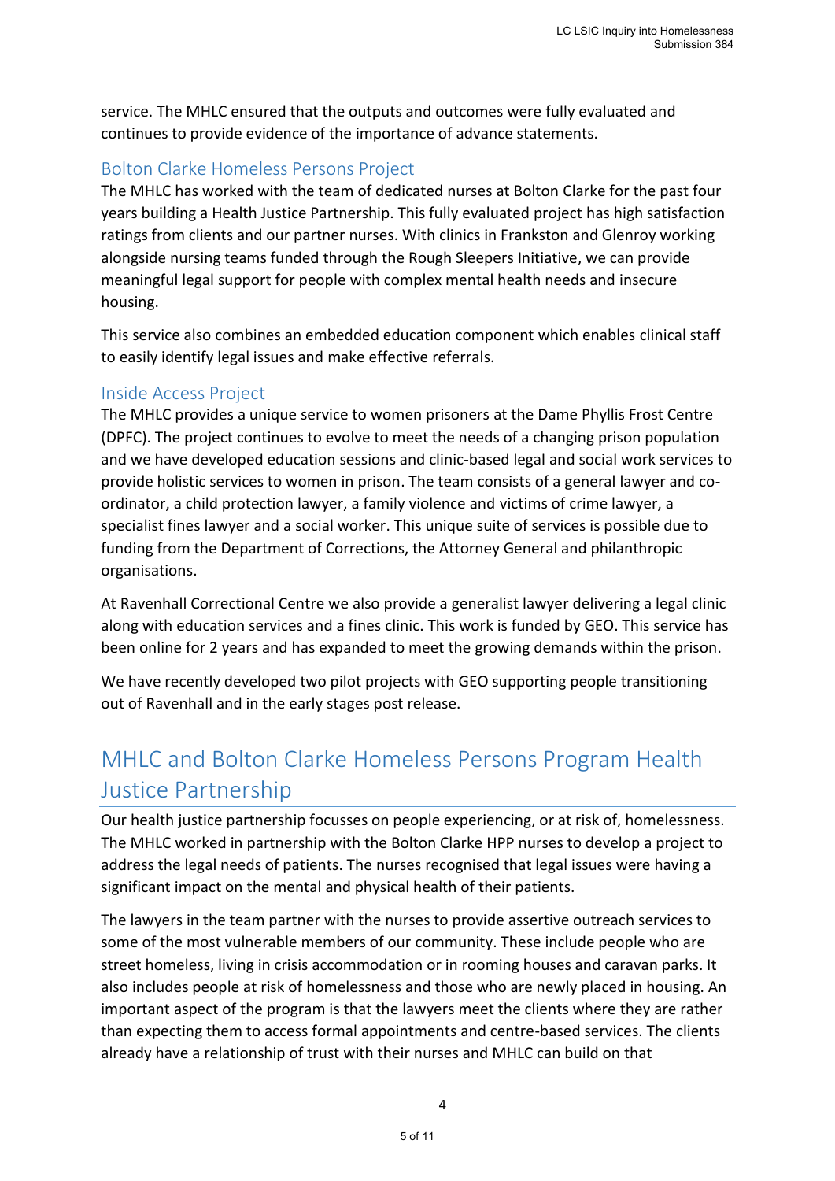service. The MHLC ensured that the outputs and outcomes were fully evaluated and continues to provide evidence of the importance of advance statements.

### Bolton Clarke Homeless Persons Project

The MHLC has worked with the team of dedicated nurses at Bolton Clarke for the past four years building a Health Justice Partnership. This fully evaluated project has high satisfaction ratings from clients and our partner nurses. With clinics in Frankston and Glenroy working alongside nursing teams funded through the Rough Sleepers Initiative, we can provide meaningful legal support for people with complex mental health needs and insecure housing.

This service also combines an embedded education component which enables clinical staff to easily identify legal issues and make effective referrals.

### Inside Access Project

The MHLC provides a unique service to women prisoners at the Dame Phyllis Frost Centre (DPFC). The project continues to evolve to meet the needs of a changing prison population and we have developed education sessions and clinic-based legal and social work services to provide holistic services to women in prison. The team consists of a general lawyer and co-ordinator, a child protection lawyer, a family violence and victims of crime lawyer, a specialist fines lawyer and a social worker. This unique suite of services is possible due to funding from the Department of Corrections, the Attorney General and philanthropic organisations.

At Ravenhall Correctional Centre we also provide a generalist lawyer delivering a legal clinic along with education services and a fines clinic. This work is funded by GEO. This service has been online for 2 years and has expanded to meet the growing demands within the prison.

We have recently developed two pilot projects with GEO supporting people transitioning out of Ravenhall and in the early stages post release.

## MHLC and Bolton Clarke Homeless Persons Program Health Justice Partnership

Our health justice partnership focusses on people experiencing, or at risk of, homelessness. The MHLC worked in partnership with the Bolton Clarke HPP nurses to develop a project to address the legal needs of patients. The nurses recognised that legal issues were having a significant impact on the mental and physical health of their patients.

The lawyers in the team partner with the nurses to provide assertive outreach services to some of the most vulnerable members of our community. These include people who are street homeless, living in crisis accommodation or in rooming houses and caravan parks. It also includes people at risk of homelessness and those who are newly placed in housing. An important aspect of the program is that the lawyers meet the clients where they are rather than expecting them to access formal appointments and centre-based services. The clients already have a relationship of trust with their nurses and MHLC can build on that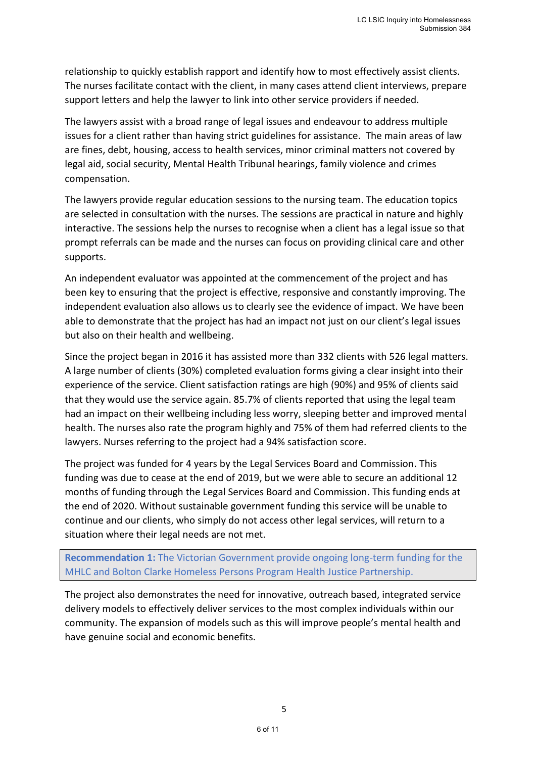relationship to quickly establish rapport and identify how to most effectively assist clients. The nurses facilitate contact with the client, in many cases attend client interviews, prepare support letters and help the lawyer to link into other service providers if needed.

The lawyers assist with a broad range of legal issues and endeavour to address multiple issues for a client rather than having strict guidelines for assistance. The main areas of law are fines, debt, housing, access to health services, minor criminal matters not covered by legal aid, social security, Mental Health Tribunal hearings, family violence and crimes compensation.

The lawyers provide regular education sessions to the nursing team. The education topics are selected in consultation with the nurses. The sessions are practical in nature and highly interactive. The sessions help the nurses to recognise when a client has a legal issue so that prompt referrals can be made and the nurses can focus on providing clinical care and other supports.

An independent evaluator was appointed at the commencement of the project and has been key to ensuring that the project is effective, responsive and constantly improving. The independent evaluation also allows us to clearly see the evidence of impact. We have been able to demonstrate that the project has had an impact not just on our client's legal issues but also on their health and wellbeing.

Since the project began in 2016 it has assisted more than 332 clients with 526 legal matters. A large number of clients (30%) completed evaluation forms giving a clear insight into their experience of the service. Client satisfaction ratings are high (90%) and 95% of clients said that they would use the service again. 85.7% of clients reported that using the legal team had an impact on their wellbeing including less worry, sleeping better and improved mental health. The nurses also rate the program highly and 75% of them had referred clients to the lawyers. Nurses referring to the project had a 94% satisfaction score.

The project was funded for 4 years by the Legal Services Board and Commission. This funding was due to cease at the end of 2019, but we were able to secure an additional 12 months of funding through the Legal Services Board and Commission. This funding ends at the end of 2020. Without sustainable government funding this service will be unable to continue and our clients, who simply do not access other legal services, will return to a situation where their legal needs are not met.

> **Recommendation 1:** The Victorian Government provide ongoing long-term funding for the MHLC and Bolton Clarke Homeless Persons Program Health Justice Partnership.

The project also demonstrates the need for innovative, outreach based, integrated service delivery models to effectively deliver services to the most complex individuals within our community. The expansion of models such as this will improve people's mental health and have genuine social and economic benefits.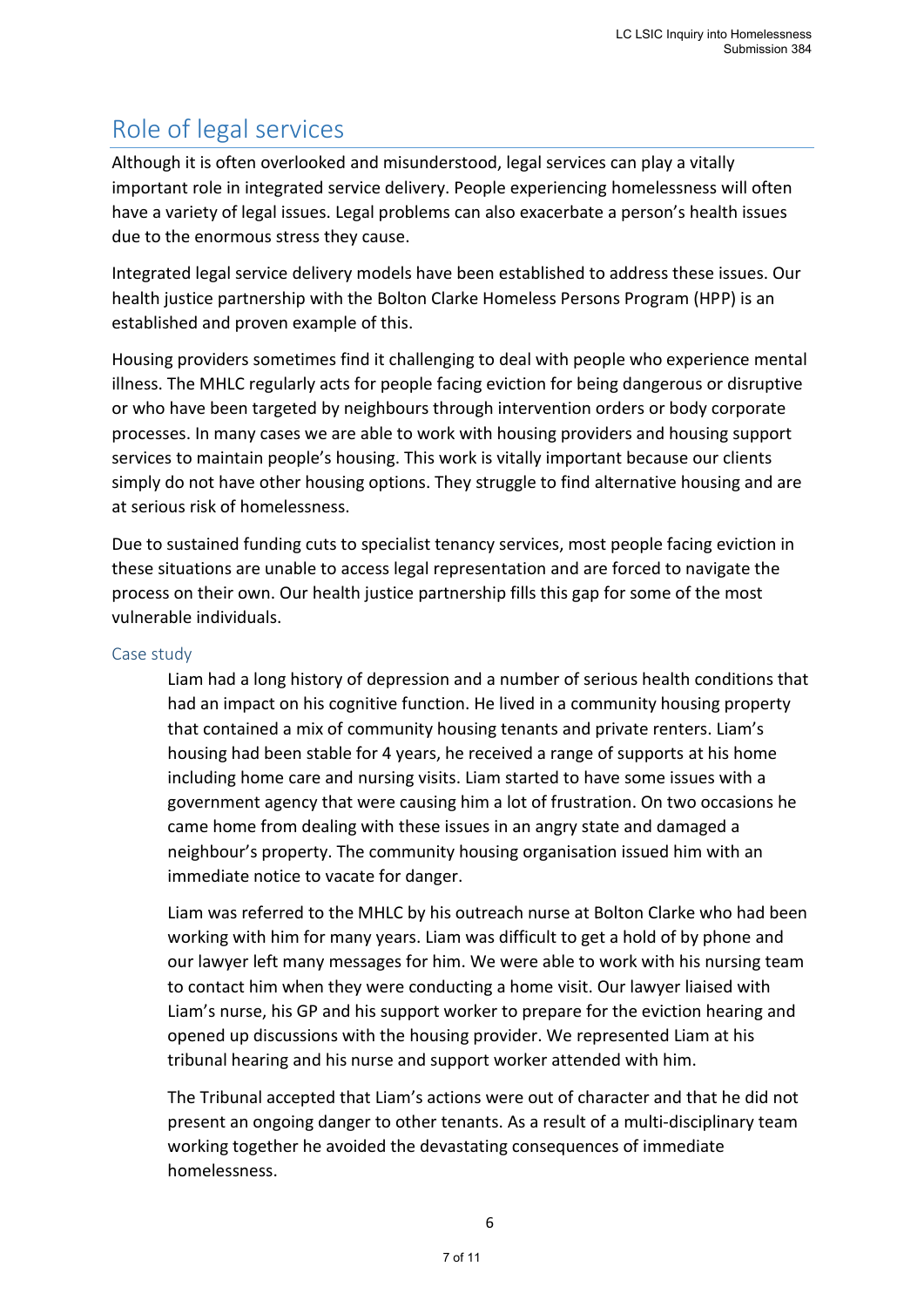## Role of legal services

Although it is often overlooked and misunderstood, legal services can play a vitally important role in integrated service delivery. People experiencing homelessness will often have a variety of legal issues. Legal problems can also exacerbate a person's health issues due to the enormous stress they cause.

Integrated legal service delivery models have been established to address these issues. Our health justice partnership with the Bolton Clarke Homeless Persons Program (HPP) is an established and proven example of this.

Housing providers sometimes find it challenging to deal with people who experience mental illness. The MHLC regularly acts for people facing eviction for being dangerous or disruptive or who have been targeted by neighbours through intervention orders or body corporate processes. In many cases we are able to work with housing providers and housing support services to maintain people's housing. This work is vitally important because our clients simply do not have other housing options. They struggle to find alternative housing and are at serious risk of homelessness.

Due to sustained funding cuts to specialist tenancy services, most people facing eviction in these situations are unable to access legal representation and are forced to navigate the process on their own. Our health justice partnership fills this gap for some of the most vulnerable individuals.

### Case study

> Liam had a long history of depression and a number of serious health conditions that had an impact on his cognitive function. He lived in a community housing property that contained a mix of community housing tenants and private renters. Liam's housing had been stable for 4 years, he received a range of supports at his home including home care and nursing visits. Liam started to have some issues with a government agency that were causing him a lot of frustration. On two occasions he came home from dealing with these issues in an angry state and damaged a neighbour's property. The community housing organisation issued him with an immediate notice to vacate for danger.
>
> Liam was referred to the MHLC by his outreach nurse at Bolton Clarke who had been working with him for many years. Liam was difficult to get a hold of by phone and our lawyer left many messages for him. We were able to work with his nursing team to contact him when they were conducting a home visit. Our lawyer liaised with Liam's nurse, his GP and his support worker to prepare for the eviction hearing and opened up discussions with the housing provider. We represented Liam at his tribunal hearing and his nurse and support worker attended with him.
>
> The Tribunal accepted that Liam's actions were out of character and that he did not present an ongoing danger to other tenants. As a result of a multi-disciplinary team working together he avoided the devastating consequences of immediate homelessness.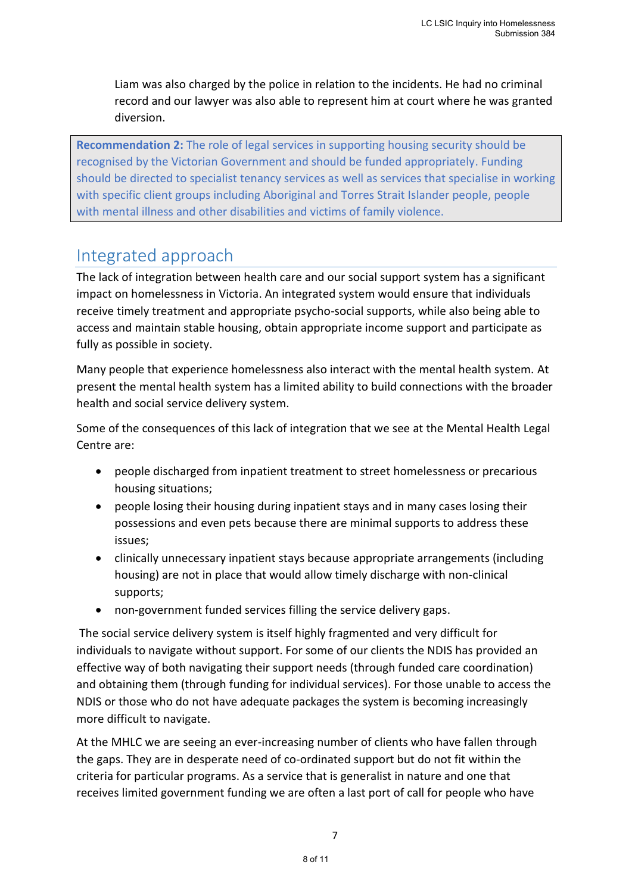Liam was also charged by the police in relation to the incidents. He had no criminal record and our lawyer was also able to represent him at court where he was granted diversion.

> **Recommendation 2:** The role of legal services in supporting housing security should be recognised by the Victorian Government and should be funded appropriately. Funding should be directed to specialist tenancy services as well as services that specialise in working with specific client groups including Aboriginal and Torres Strait Islander people, people with mental illness and other disabilities and victims of family violence.

## Integrated approach

The lack of integration between health care and our social support system has a significant impact on homelessness in Victoria. An integrated system would ensure that individuals receive timely treatment and appropriate psycho-social supports, while also being able to access and maintain stable housing, obtain appropriate income support and participate as fully as possible in society.

Many people that experience homelessness also interact with the mental health system. At present the mental health system has a limited ability to build connections with the broader health and social service delivery system.

Some of the consequences of this lack of integration that we see at the Mental Health Legal Centre are:

- people discharged from inpatient treatment to street homelessness or precarious housing situations;
- people losing their housing during inpatient stays and in many cases losing their possessions and even pets because there are minimal supports to address these issues;
- clinically unnecessary inpatient stays because appropriate arrangements (including housing) are not in place that would allow timely discharge with non-clinical supports;
- non-government funded services filling the service delivery gaps.

The social service delivery system is itself highly fragmented and very difficult for individuals to navigate without support. For some of our clients the NDIS has provided an effective way of both navigating their support needs (through funded care coordination) and obtaining them (through funding for individual services). For those unable to access the NDIS or those who do not have adequate packages the system is becoming increasingly more difficult to navigate.

At the MHLC we are seeing an ever-increasing number of clients who have fallen through the gaps. They are in desperate need of co-ordinated support but do not fit within the criteria for particular programs. As a service that is generalist in nature and one that receives limited government funding we are often a last port of call for people who have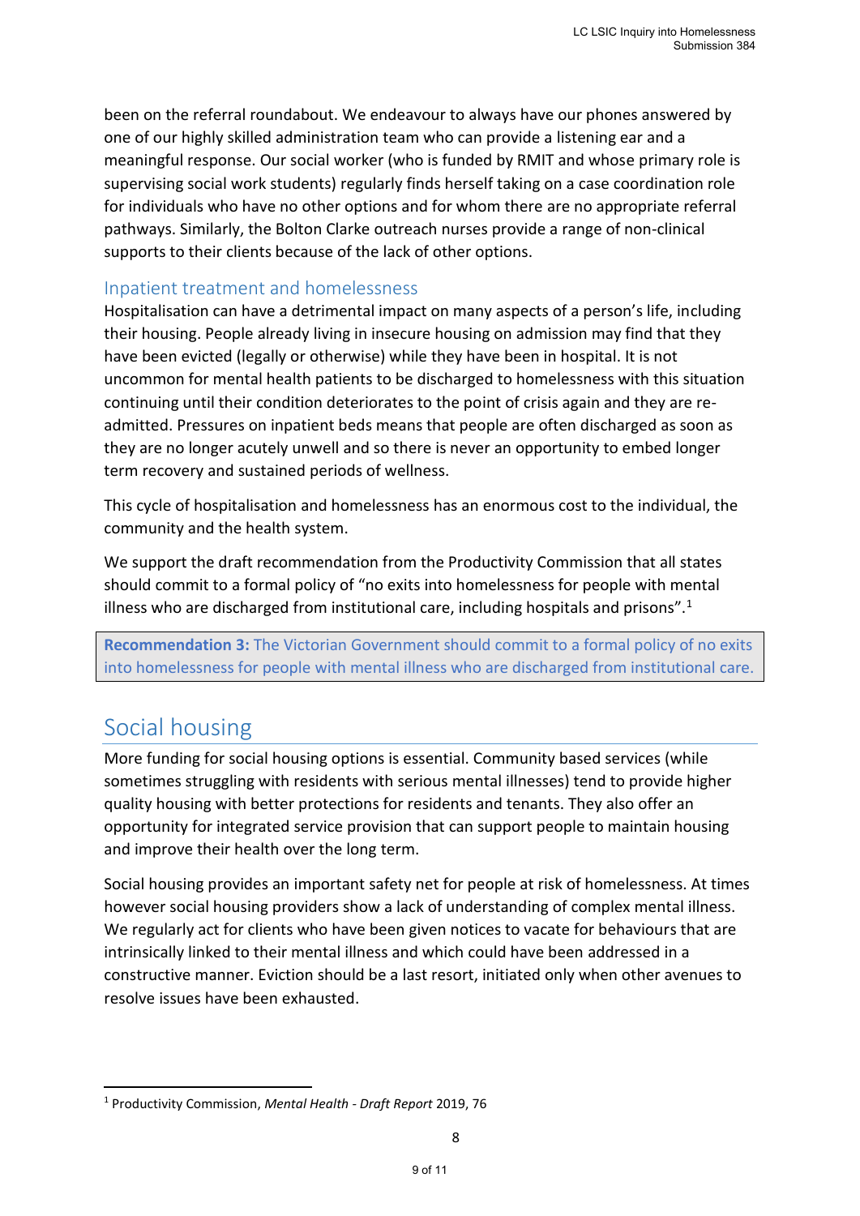been on the referral roundabout. We endeavour to always have our phones answered by one of our highly skilled administration team who can provide a listening ear and a meaningful response. Our social worker (who is funded by RMIT and whose primary role is supervising social work students) regularly finds herself taking on a case coordination role for individuals who have no other options and for whom there are no appropriate referral pathways. Similarly, the Bolton Clarke outreach nurses provide a range of non-clinical supports to their clients because of the lack of other options.

### Inpatient treatment and homelessness

Hospitalisation can have a detrimental impact on many aspects of a person's life, including their housing. People already living in insecure housing on admission may find that they have been evicted (legally or otherwise) while they have been in hospital. It is not uncommon for mental health patients to be discharged to homelessness with this situation continuing until their condition deteriorates to the point of crisis again and they are re-admitted. Pressures on inpatient beds means that people are often discharged as soon as they are no longer acutely unwell and so there is never an opportunity to embed longer term recovery and sustained periods of wellness.

This cycle of hospitalisation and homelessness has an enormous cost to the individual, the community and the health system.

We support the draft recommendation from the Productivity Commission that all states should commit to a formal policy of "no exits into homelessness for people with mental illness who are discharged from institutional care, including hospitals and prisons".[1]

> **Recommendation 3:** The Victorian Government should commit to a formal policy of no exits into homelessness for people with mental illness who are discharged from institutional care.

## Social housing

More funding for social housing options is essential. Community based services (while sometimes struggling with residents with serious mental illnesses) tend to provide higher quality housing with better protections for residents and tenants. They also offer an opportunity for integrated service provision that can support people to maintain housing and improve their health over the long term.

Social housing provides an important safety net for people at risk of homelessness. At times however social housing providers show a lack of understanding of complex mental illness. We regularly act for clients who have been given notices to vacate for behaviours that are intrinsically linked to their mental illness and which could have been addressed in a constructive manner. Eviction should be a last resort, initiated only when other avenues to resolve issues have been exhausted.

---

[1] Productivity Commission, *Mental Health - Draft Report* 2019, 76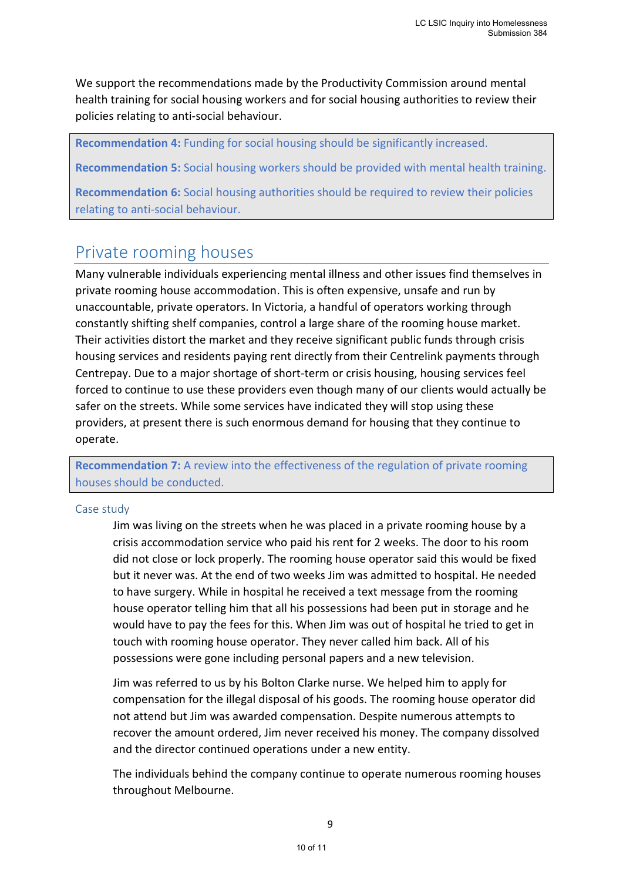We support the recommendations made by the Productivity Commission around mental health training for social housing workers and for social housing authorities to review their policies relating to anti-social behaviour.

> **Recommendation 4:** Funding for social housing should be significantly increased.
>
> **Recommendation 5:** Social housing workers should be provided with mental health training.
>
> **Recommendation 6:** Social housing authorities should be required to review their policies relating to anti-social behaviour.

## Private rooming houses

Many vulnerable individuals experiencing mental illness and other issues find themselves in private rooming house accommodation. This is often expensive, unsafe and run by unaccountable, private operators. In Victoria, a handful of operators working through constantly shifting shelf companies, control a large share of the rooming house market. Their activities distort the market and they receive significant public funds through crisis housing services and residents paying rent directly from their Centrelink payments through Centrepay. Due to a major shortage of short-term or crisis housing, housing services feel forced to continue to use these providers even though many of our clients would actually be safer on the streets. While some services have indicated they will stop using these providers, at present there is such enormous demand for housing that they continue to operate.

> **Recommendation 7:** A review into the effectiveness of the regulation of private rooming houses should be conducted.

### Case study

Jim was living on the streets when he was placed in a private rooming house by a crisis accommodation service who paid his rent for 2 weeks. The door to his room did not close or lock properly. The rooming house operator said this would be fixed but it never was. At the end of two weeks Jim was admitted to hospital. He needed to have surgery. While in hospital he received a text message from the rooming house operator telling him that all his possessions had been put in storage and he would have to pay the fees for this. When Jim was out of hospital he tried to get in touch with rooming house operator. They never called him back. All of his possessions were gone including personal papers and a new television.

Jim was referred to us by his Bolton Clarke nurse. We helped him to apply for compensation for the illegal disposal of his goods. The rooming house operator did not attend but Jim was awarded compensation. Despite numerous attempts to recover the amount ordered, Jim never received his money. The company dissolved and the director continued operations under a new entity.

The individuals behind the company continue to operate numerous rooming houses throughout Melbourne.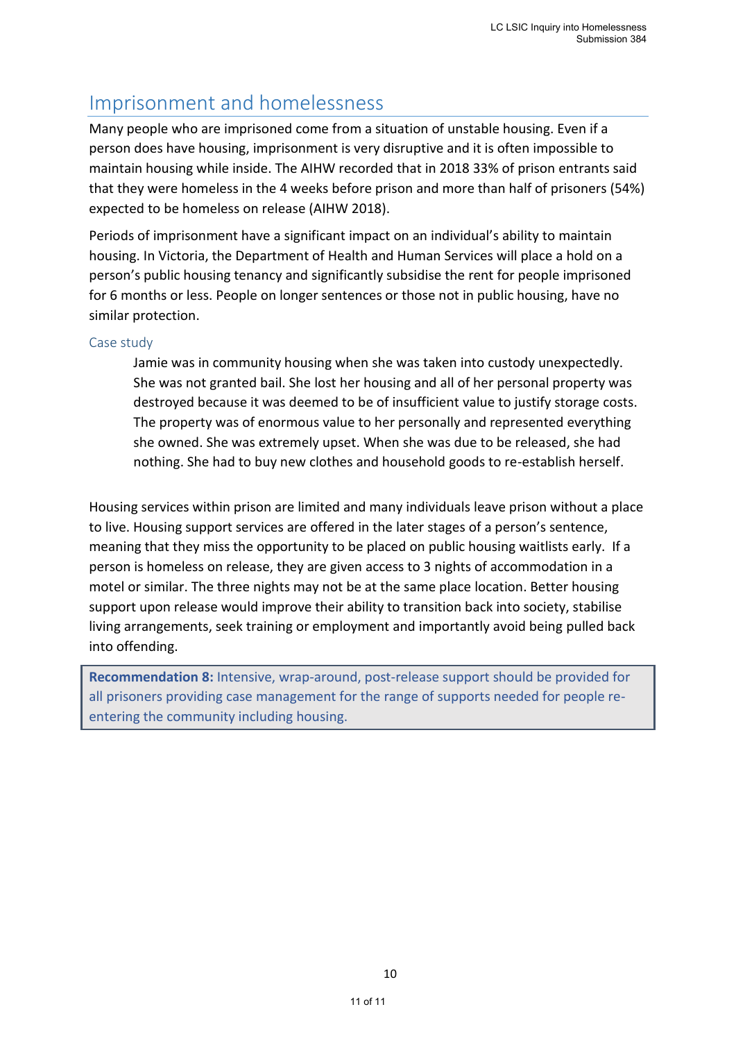## Imprisonment and homelessness

Many people who are imprisoned come from a situation of unstable housing. Even if a person does have housing, imprisonment is very disruptive and it is often impossible to maintain housing while inside. The AIHW recorded that in 2018 33% of prison entrants said that they were homeless in the 4 weeks before prison and more than half of prisoners (54%) expected to be homeless on release (AIHW 2018).

Periods of imprisonment have a significant impact on an individual's ability to maintain housing. In Victoria, the Department of Health and Human Services will place a hold on a person's public housing tenancy and significantly subsidise the rent for people imprisoned for 6 months or less. People on longer sentences or those not in public housing, have no similar protection.

### Case study

> Jamie was in community housing when she was taken into custody unexpectedly. She was not granted bail. She lost her housing and all of her personal property was destroyed because it was deemed to be of insufficient value to justify storage costs. The property was of enormous value to her personally and represented everything she owned. She was extremely upset. When she was due to be released, she had nothing. She had to buy new clothes and household goods to re-establish herself.

Housing services within prison are limited and many individuals leave prison without a place to live. Housing support services are offered in the later stages of a person's sentence, meaning that they miss the opportunity to be placed on public housing waitlists early. If a person is homeless on release, they are given access to 3 nights of accommodation in a motel or similar. The three nights may not be at the same place location. Better housing support upon release would improve their ability to transition back into society, stabilise living arrangements, seek training or employment and importantly avoid being pulled back into offending.

> **Recommendation 8:** Intensive, wrap-around, post-release support should be provided for all prisoners providing case management for the range of supports needed for people re-entering the community including housing.